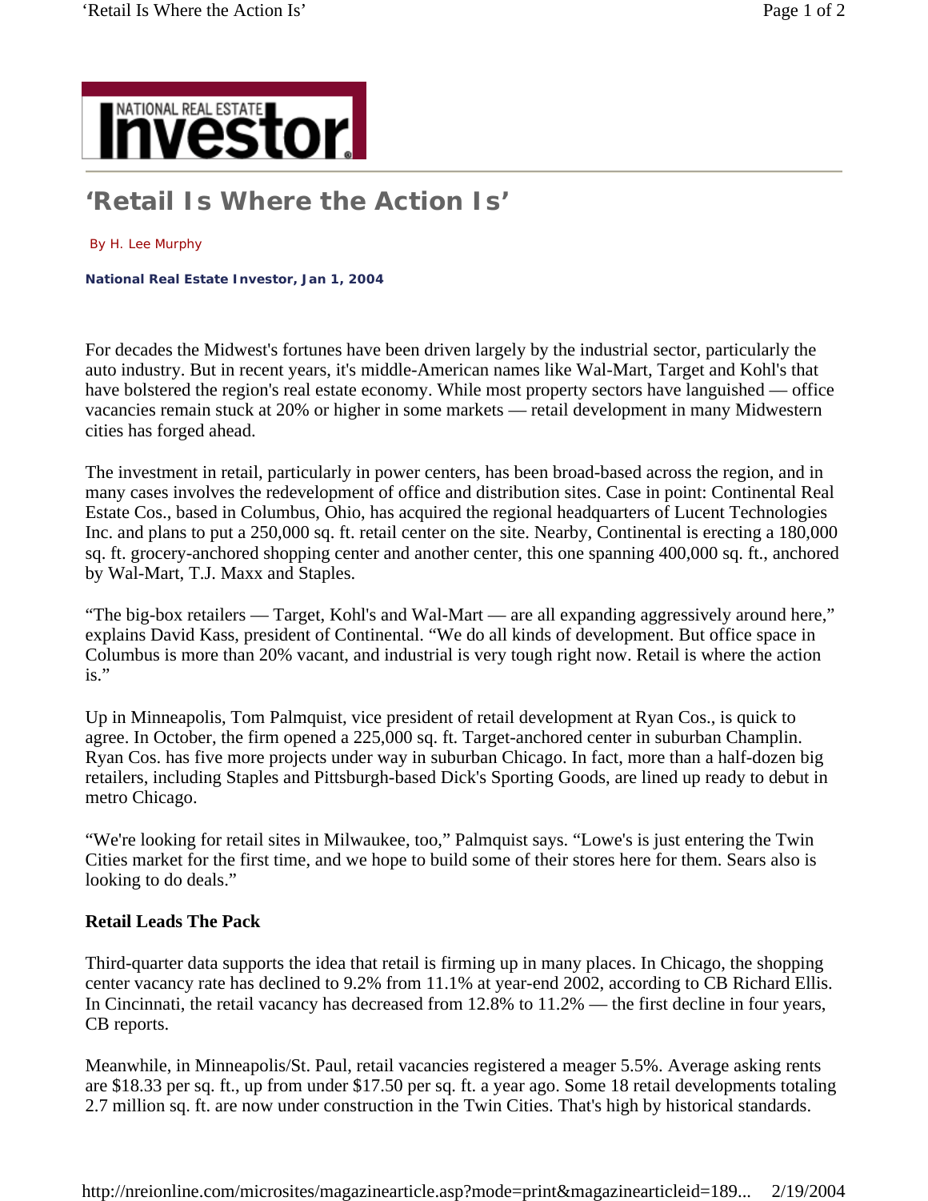# 'Retail Is Where the Action Is'

By H. Lee Murphy

**National Real Estate Investor, Jan 1, 2004**

For decades the Midwest's fortunes have been driven largely by the industrial sector, particularly the auto industry. But in recent years, it's middle-American names like Wal-Mart, Target and Kohl's that have bolstered the region's real estate economy. While most property sectors have languished — office vacancies remain stuck at 20% or higher in some markets — retail development in many Midwestern cities has forged ahead.

The investment in retail, particularly in power centers, has been broad-based across the region, and in many cases involves the redevelopment of office and distribution sites. Case in point: Continental Real Estate Cos., based in Columbus, Ohio, has acquired the regional headquarters of Lucent Technologies Inc. and plans to put a 250,000 sq. ft. retail center on the site. Nearby, Continental is erecting a 180,000 sq. ft. grocery-anchored shopping center and another center, this one spanning 400,000 sq. ft., anchored by Wal-Mart, T.J. Maxx and Staples.

"The big-box retailers — Target, Kohl's and Wal-Mart — are all expanding aggressively around here," explains David Kass, president of Continental. "We do all kinds of development. But office space in Columbus is more than 20% vacant, and industrial is very tough right now. Retail is where the action is."

Up in Minneapolis, Tom Palmquist, vice president of retail development at Ryan Cos., is quick to agree. In October, the firm opened a 225,000 sq. ft. Target-anchored center in suburban Champlin. Ryan Cos. has five more projects under way in suburban Chicago. In fact, more than a half-dozen big retailers, including Staples and Pittsburgh-based Dick's Sporting Goods, are lined up ready to debut in metro Chicago.

"We're looking for retail sites in Milwaukee, too," Palmquist says. "Lowe's is just entering the Twin Cities market for the first time, and we hope to build some of their stores here for them. Sears also is looking to do deals."

### Retail Leads The Pack

Third-quarter data supports the idea that retail is firming up in many places. In Chicago, the shopping center vacancy rate has declined to 9.2% from 11.1% at year-end 2002, according to CB Richard Ellis. In Cincinnati, the retail vacancy has decreased from 12.8% to 11.2% — the first decline in four years, CB reports.

Meanwhile, in Minneapolis/St. Paul, retail vacancies registered a meager 5.5%. Average asking rents are $18.33 per sq. ft., up from under $17.50 per sq. ft. a year ago. Some 18 retail developments totaling 2.7 million sq. ft. are now under construction in the Twin Cities. That's high by historical standards.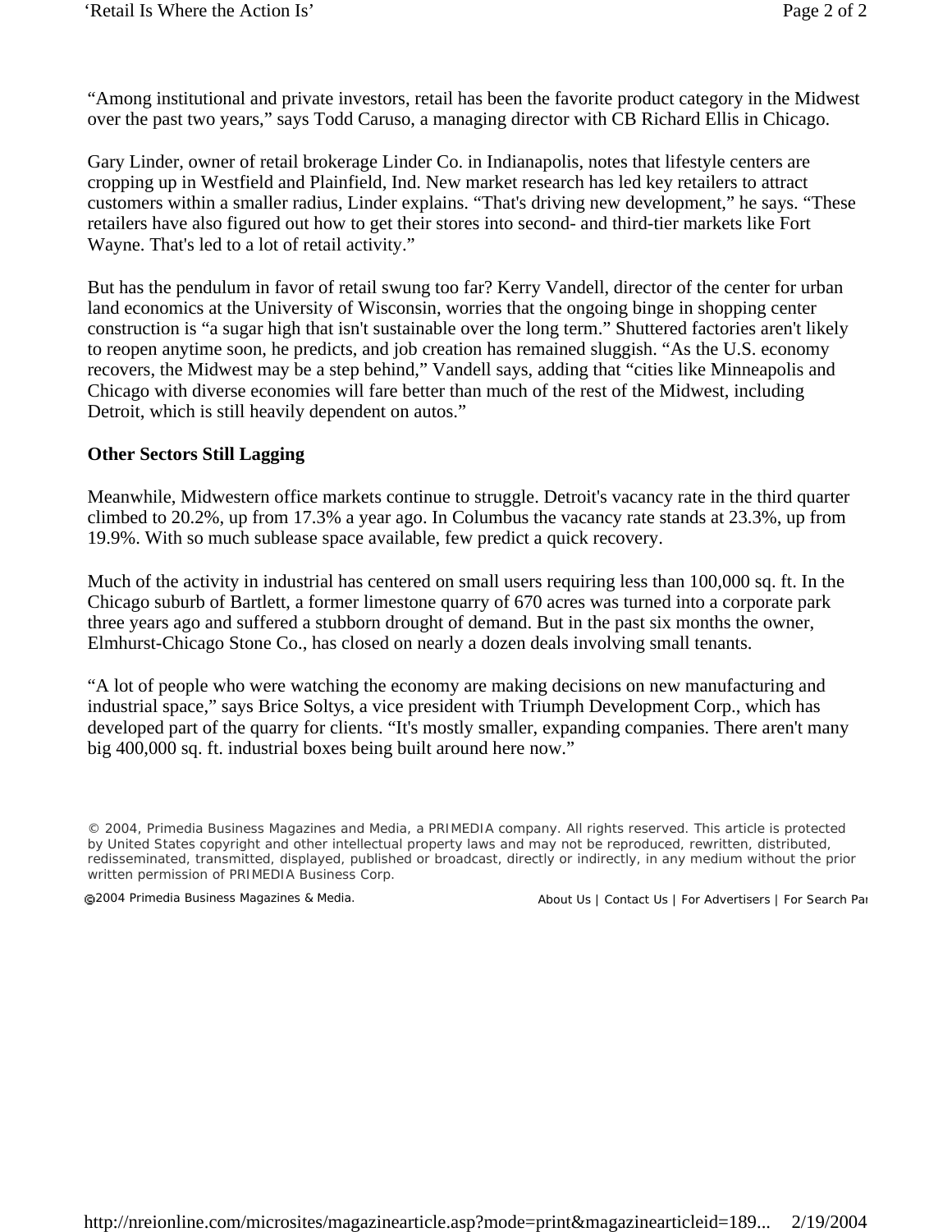"Among institutional and private investors, retail has been the favorite product category in the Midwest over the past two years," says Todd Caruso, a managing director with CB Richard Ellis in Chicago.

Gary Linder, owner of retail brokerage Linder Co. in Indianapolis, notes that lifestyle centers are cropping up in Westfield and Plainfield, Ind. New market research has led key retailers to attract customers within a smaller radius, Linder explains. "That's driving new development," he says. "These retailers have also figured out how to get their stores into second- and third-tier markets like Fort Wayne. That's led to a lot of retail activity."

But has the pendulum in favor of retail swung too far? Kerry Vandell, director of the center for urban land economics at the University of Wisconsin, worries that the ongoing binge in shopping center construction is "a sugar high that isn't sustainable over the long term." Shuttered factories aren't likely to reopen anytime soon, he predicts, and job creation has remained sluggish. "As the U.S. economy recovers, the Midwest may be a step behind," Vandell says, adding that "cities like Minneapolis and Chicago with diverse economies will fare better than much of the rest of the Midwest, including Detroit, which is still heavily dependent on autos."

**Other Sectors Still Lagging**

Meanwhile, Midwestern office markets continue to struggle. Detroit's vacancy rate in the third quarter climbed to 20.2%, up from 17.3% a year ago. In Columbus the vacancy rate stands at 23.3%, up from 19.9%. With so much sublease space available, few predict a quick recovery.

Much of the activity in industrial has centered on small users requiring less than 100,000 sq. ft. In the Chicago suburb of Bartlett, a former limestone quarry of 670 acres was turned into a corporate park three years ago and suffered a stubborn drought of demand. But in the past six months the owner, Elmhurst-Chicago Stone Co., has closed on nearly a dozen deals involving small tenants.

"A lot of people who were watching the economy are making decisions on new manufacturing and industrial space," says Brice Soltys, a vice president with Triumph Development Corp., which has developed part of the quarry for clients. "It's mostly smaller, expanding companies. There aren't many big 400,000 sq. ft. industrial boxes being built around here now."

© 2004, Primedia Business Magazines and Media, a PRIMEDIA company. All rights reserved. This article is protected by United States copyright and other intellectual property laws and may not be reproduced, rewritten, distributed, redisseminated, transmitted, displayed, published or broadcast, directly or indirectly, in any medium without the prior written permission of PRIMEDIA Business Corp.

©2004 Primedia Business Magazines & Media.

About Us | Contact Us | For Advertisers | For Search Par